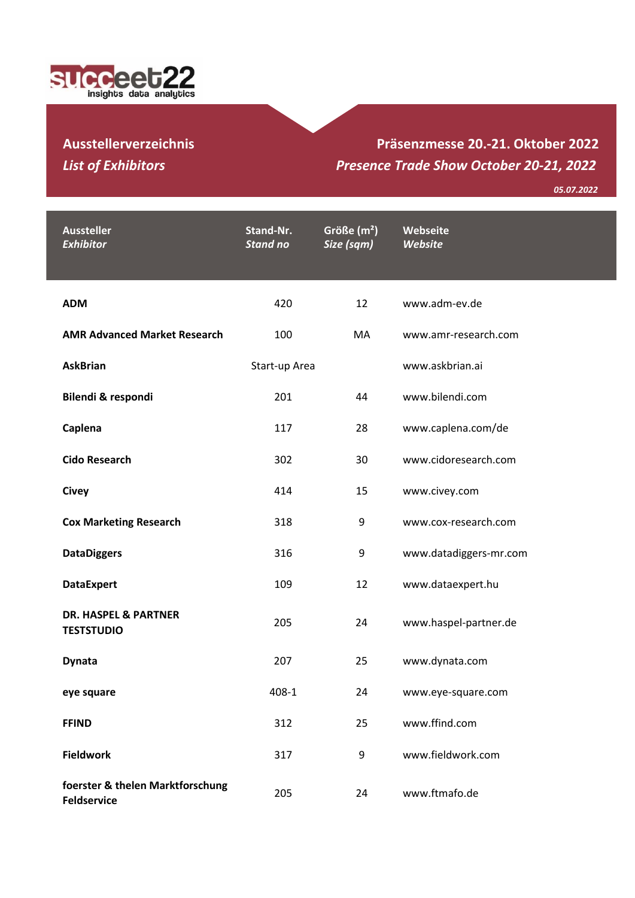succeet22 insights data analytics

## Ausstellerverzeichnis
## *List of Exhibitors*

## Präsenzmesse 20.-21. Oktober 2022
## *Presence Trade Show October 20-21, 2022*

*05.07.2022*

| **Aussteller** *Exhibitor* | **Stand-Nr.** *Stand no* | **Größe (m²)** *Size (sqm)* | **Webseite** *Website* |
|---|---|---|---|
| **ADM** | 420 | 12 | www.adm-ev.de |
| **AMR Advanced Market Research** | 100 | MA | www.amr-research.com |
| **AskBrian** | Start-up Area | | www.askbrian.ai |
| **Bilendi & respondi** | 201 | 44 | www.bilendi.com |
| **Caplena** | 117 | 28 | www.caplena.com/de |
| **Cido Research** | 302 | 30 | www.cidoresearch.com |
| **Civey** | 414 | 15 | www.civey.com |
| **Cox Marketing Research** | 318 | 9 | www.cox-research.com |
| **DataDiggers** | 316 | 9 | www.datadiggers-mr.com |
| **DataExpert** | 109 | 12 | www.dataexpert.hu |
| **DR. HASPEL & PARTNER TESTSTUDIO** | 205 | 24 | www.haspel-partner.de |
| **Dynata** | 207 | 25 | www.dynata.com |
| **eye square** | 408-1 | 24 | www.eye-square.com |
| **FFIND** | 312 | 25 | www.ffind.com |
| **Fieldwork** | 317 | 9 | www.fieldwork.com |
| **foerster & thelen Marktforschung Feldservice** | 205 | 24 | www.ftmafo.de |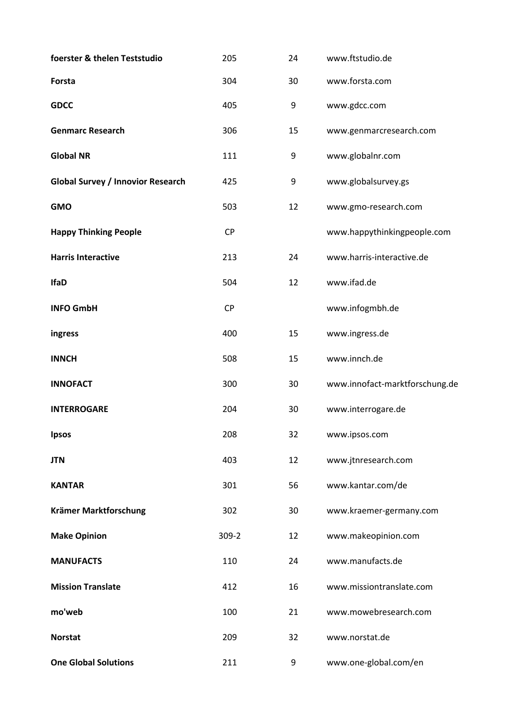| | | | |
|---|---|---|---|
| **foerster & thelen Teststudio** | 205 | 24 | www.ftstudio.de |
| **Forsta** | 304 | 30 | www.forsta.com |
| **GDCC** | 405 | 9 | www.gdcc.com |
| **Genmarc Research** | 306 | 15 | www.genmarcresearch.com |
| **Global NR** | 111 | 9 | www.globalnr.com |
| **Global Survey / Innovior Research** | 425 | 9 | www.globalsurvey.gs |
| **GMO** | 503 | 12 | www.gmo-research.com |
| **Happy Thinking People** | CP | | www.happythinkingpeople.com |
| **Harris Interactive** | 213 | 24 | www.harris-interactive.de |
| **IfaD** | 504 | 12 | www.ifad.de |
| **INFO GmbH** | CP | | www.infogmbh.de |
| **ingress** | 400 | 15 | www.ingress.de |
| **INNCH** | 508 | 15 | www.innch.de |
| **INNOFACT** | 300 | 30 | www.innofact-marktforschung.de |
| **INTERROGARE** | 204 | 30 | www.interrogare.de |
| **Ipsos** | 208 | 32 | www.ipsos.com |
| **JTN** | 403 | 12 | www.jtnresearch.com |
| **KANTAR** | 301 | 56 | www.kantar.com/de |
| **Krämer Marktforschung** | 302 | 30 | www.kraemer-germany.com |
| **Make Opinion** | 309-2 | 12 | www.makeopinion.com |
| **MANUFACTS** | 110 | 24 | www.manufacts.de |
| **Mission Translate** | 412 | 16 | www.missiontranslate.com |
| **mo'web** | 100 | 21 | www.mowebresearch.com |
| **Norstat** | 209 | 32 | www.norstat.de |
| **One Global Solutions** | 211 | 9 | www.one-global.com/en |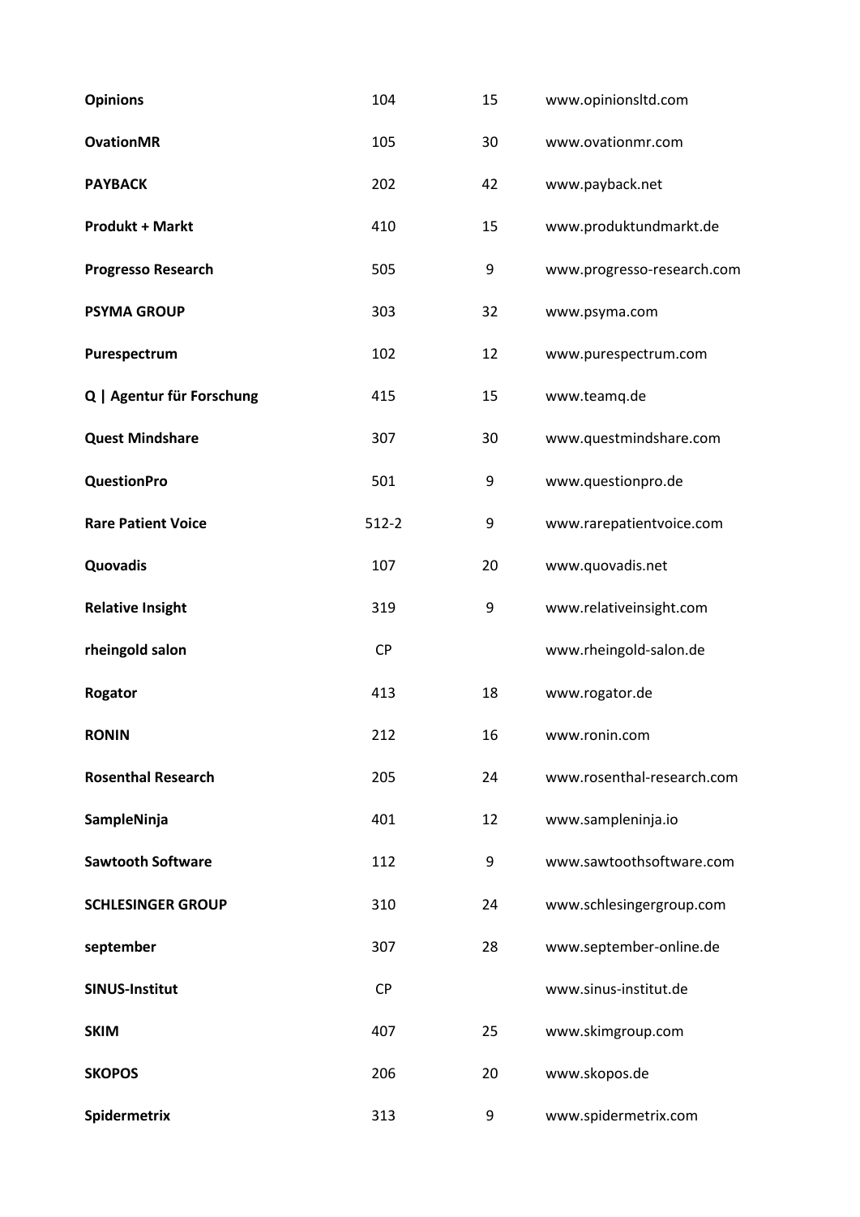| | | | |
|---|---|---|---|
| **Opinions** | 104 | 15 | www.opinionsltd.com |
| **OvationMR** | 105 | 30 | www.ovationmr.com |
| **PAYBACK** | 202 | 42 | www.payback.net |
| **Produkt + Markt** | 410 | 15 | www.produktundmarkt.de |
| **Progresso Research** | 505 | 9 | www.progresso-research.com |
| **PSYMA GROUP** | 303 | 32 | www.psyma.com |
| **Purespectrum** | 102 | 12 | www.purespectrum.com |
| **Q &#124; Agentur für Forschung** | 415 | 15 | www.teamq.de |
| **Quest Mindshare** | 307 | 30 | www.questmindshare.com |
| **QuestionPro** | 501 | 9 | www.questionpro.de |
| **Rare Patient Voice** | 512-2 | 9 | www.rarepatientvoice.com |
| **Quovadis** | 107 | 20 | www.quovadis.net |
| **Relative Insight** | 319 | 9 | www.relativeinsight.com |
| **rheingold salon** | CP | | www.rheingold-salon.de |
| **Rogator** | 413 | 18 | www.rogator.de |
| **RONIN** | 212 | 16 | www.ronin.com |
| **Rosenthal Research** | 205 | 24 | www.rosenthal-research.com |
| **SampleNinja** | 401 | 12 | www.sampleninja.io |
| **Sawtooth Software** | 112 | 9 | www.sawtoothsoftware.com |
| **SCHLESINGER GROUP** | 310 | 24 | www.schlesingergroup.com |
| **september** | 307 | 28 | www.september-online.de |
| **SINUS-Institut** | CP | | www.sinus-institut.de |
| **SKIM** | 407 | 25 | www.skimgroup.com |
| **SKOPOS** | 206 | 20 | www.skopos.de |
| **Spidermetrix** | 313 | 9 | www.spidermetrix.com |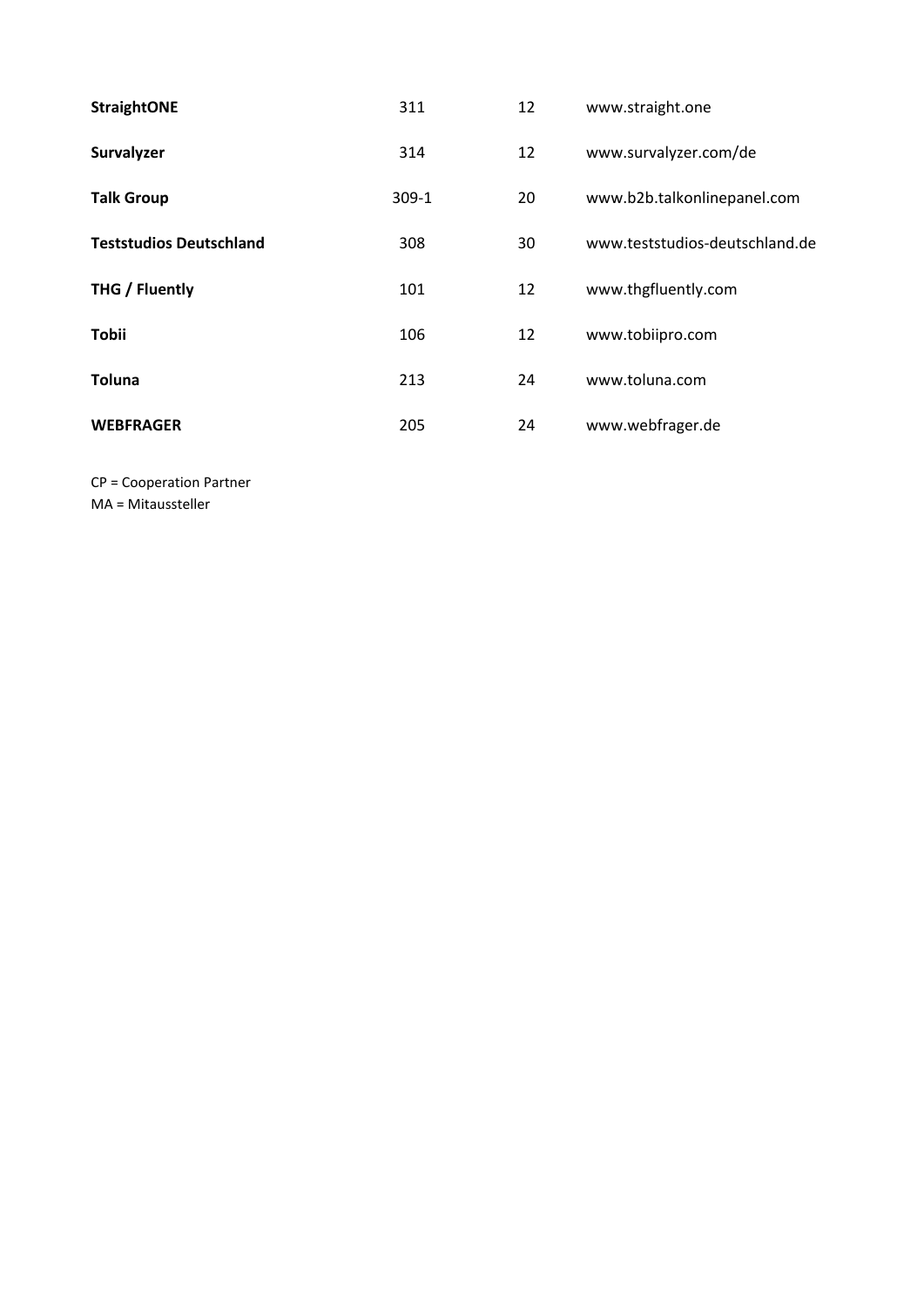| | | | |
|---|---|---|---|
| **StraightONE** | 311 | 12 | www.straight.one |
| **Survalyzer** | 314 | 12 | www.survalyzer.com/de |
| **Talk Group** | 309-1 | 20 | www.b2b.talkonlinepanel.com |
| **Teststudios Deutschland** | 308 | 30 | www.teststudios-deutschland.de |
| **THG / Fluently** | 101 | 12 | www.thgfluently.com |
| **Tobii** | 106 | 12 | www.tobiipro.com |
| **Toluna** | 213 | 24 | www.toluna.com |
| **WEBFRAGER** | 205 | 24 | www.webfrager.de |

CP = Cooperation Partner
MA = Mitaussteller